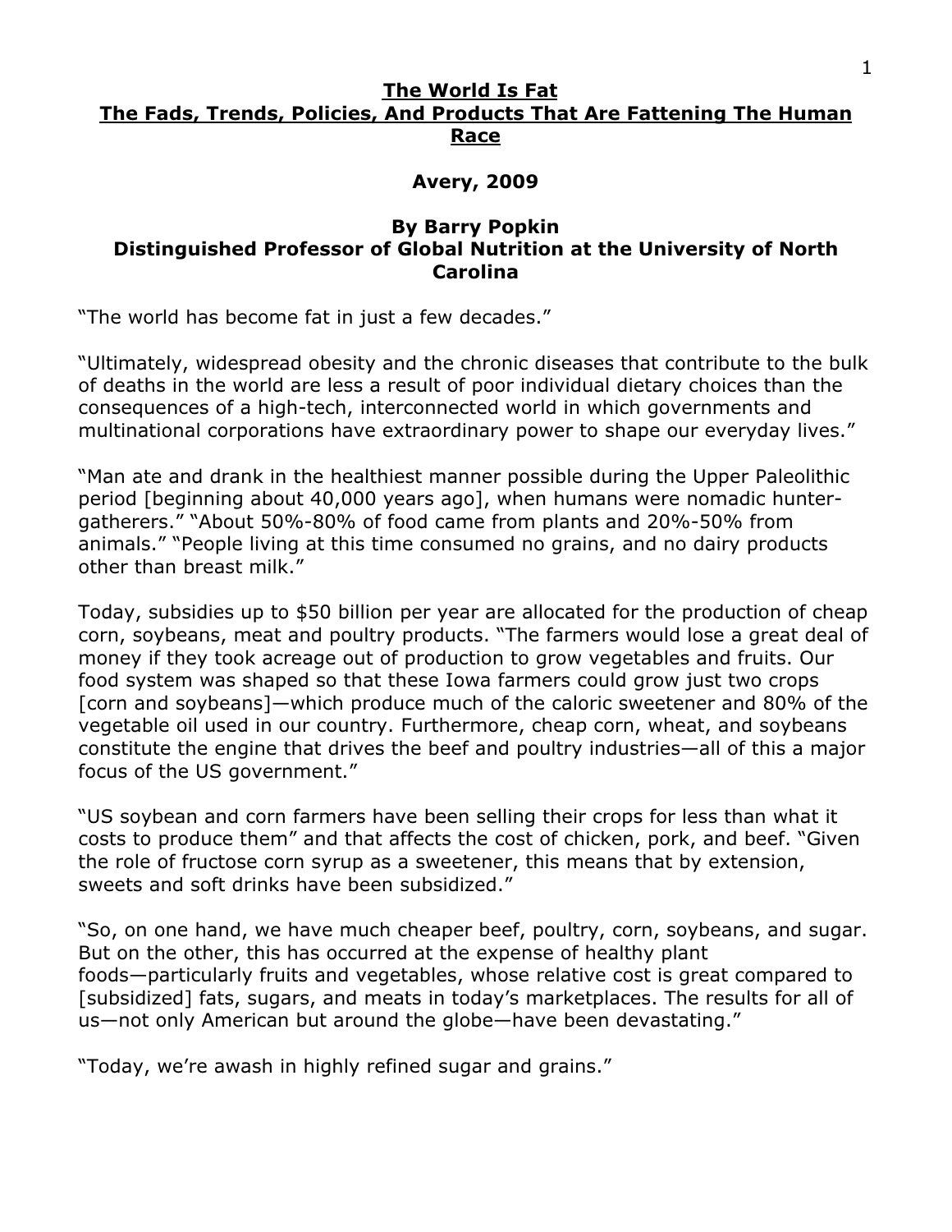# The World Is Fat
## The Fads, Trends, Policies, And Products That Are Fattening The Human Race

**Avery, 2009**

**By Barry Popkin**
**Distinguished Professor of Global Nutrition at the University of North Carolina**

"The world has become fat in just a few decades."

"Ultimately, widespread obesity and the chronic diseases that contribute to the bulk of deaths in the world are less a result of poor individual dietary choices than the consequences of a high-tech, interconnected world in which governments and multinational corporations have extraordinary power to shape our everyday lives."

"Man ate and drank in the healthiest manner possible during the Upper Paleolithic period [beginning about 40,000 years ago], when humans were nomadic hunter-gatherers." "About 50%-80% of food came from plants and 20%-50% from animals." "People living at this time consumed no grains, and no dairy products other than breast milk."

Today, subsidies up to $50 billion per year are allocated for the production of cheap corn, soybeans, meat and poultry products. "The farmers would lose a great deal of money if they took acreage out of production to grow vegetables and fruits. Our food system was shaped so that these Iowa farmers could grow just two crops [corn and soybeans]—which produce much of the caloric sweetener and 80% of the vegetable oil used in our country. Furthermore, cheap corn, wheat, and soybeans constitute the engine that drives the beef and poultry industries—all of this a major focus of the US government."

"US soybean and corn farmers have been selling their crops for less than what it costs to produce them" and that affects the cost of chicken, pork, and beef. "Given the role of fructose corn syrup as a sweetener, this means that by extension, sweets and soft drinks have been subsidized."

"So, on one hand, we have much cheaper beef, poultry, corn, soybeans, and sugar. But on the other, this has occurred at the expense of healthy plant foods—particularly fruits and vegetables, whose relative cost is great compared to [subsidized] fats, sugars, and meats in today's marketplaces. The results for all of us—not only American but around the globe—have been devastating."

"Today, we're awash in highly refined sugar and grains."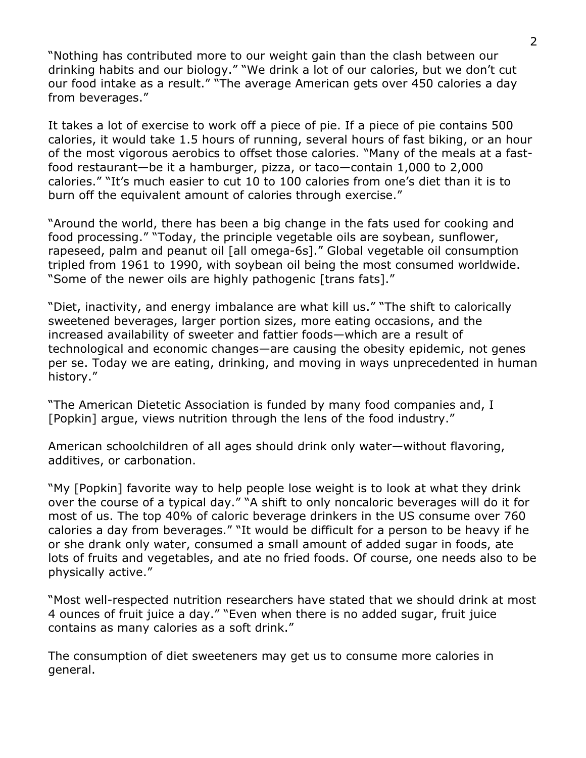"Nothing has contributed more to our weight gain than the clash between our drinking habits and our biology." "We drink a lot of our calories, but we don't cut our food intake as a result." "The average American gets over 450 calories a day from beverages."

It takes a lot of exercise to work off a piece of pie. If a piece of pie contains 500 calories, it would take 1.5 hours of running, several hours of fast biking, or an hour of the most vigorous aerobics to offset those calories. "Many of the meals at a fast-food restaurant—be it a hamburger, pizza, or taco—contain 1,000 to 2,000 calories." "It's much easier to cut 10 to 100 calories from one's diet than it is to burn off the equivalent amount of calories through exercise."

"Around the world, there has been a big change in the fats used for cooking and food processing." "Today, the principle vegetable oils are soybean, sunflower, rapeseed, palm and peanut oil [all omega-6s]." Global vegetable oil consumption tripled from 1961 to 1990, with soybean oil being the most consumed worldwide. "Some of the newer oils are highly pathogenic [trans fats]."

"Diet, inactivity, and energy imbalance are what kill us." "The shift to calorically sweetened beverages, larger portion sizes, more eating occasions, and the increased availability of sweeter and fattier foods—which are a result of technological and economic changes—are causing the obesity epidemic, not genes per se. Today we are eating, drinking, and moving in ways unprecedented in human history."

"The American Dietetic Association is funded by many food companies and, I [Popkin] argue, views nutrition through the lens of the food industry."

American schoolchildren of all ages should drink only water—without flavoring, additives, or carbonation.

"My [Popkin] favorite way to help people lose weight is to look at what they drink over the course of a typical day." "A shift to only noncaloric beverages will do it for most of us. The top 40% of caloric beverage drinkers in the US consume over 760 calories a day from beverages." "It would be difficult for a person to be heavy if he or she drank only water, consumed a small amount of added sugar in foods, ate lots of fruits and vegetables, and ate no fried foods. Of course, one needs also to be physically active."

"Most well-respected nutrition researchers have stated that we should drink at most 4 ounces of fruit juice a day." "Even when there is no added sugar, fruit juice contains as many calories as a soft drink."

The consumption of diet sweeteners may get us to consume more calories in general.